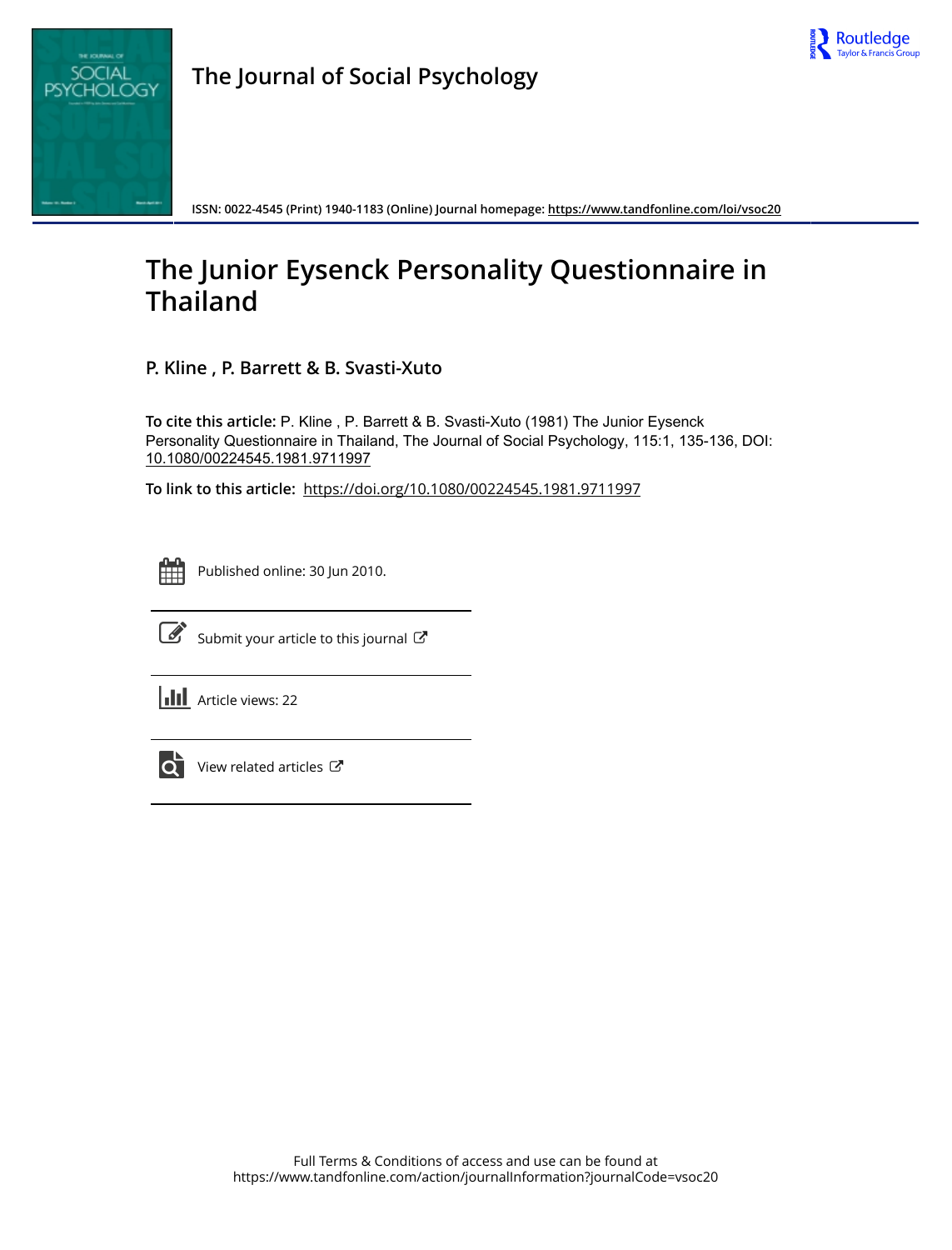# The Journal of Social Psychology

ISSN: 0022-4545 (Print) 1940-1183 (Online) Journal homepage: https://www.tandfonline.com/loi/vsoc20

# The Junior Eysenck Personality Questionnaire in Thailand

**P. Kline , P. Barrett & B. Svasti-Xuto**

**To cite this article:** P. Kline , P. Barrett & B. Svasti-Xuto (1981) The Junior Eysenck Personality Questionnaire in Thailand, The Journal of Social Psychology, 115:1, 135-136, DOI: 10.1080/00224545.1981.9711997

**To link to this article:** https://doi.org/10.1080/00224545.1981.9711997

Published online: 30 Jun 2010.

Submit your article to this journal

Article views: 22

View related articles

Full Terms & Conditions of access and use can be found at
https://www.tandfonline.com/action/journalInformation?journalCode=vsoc20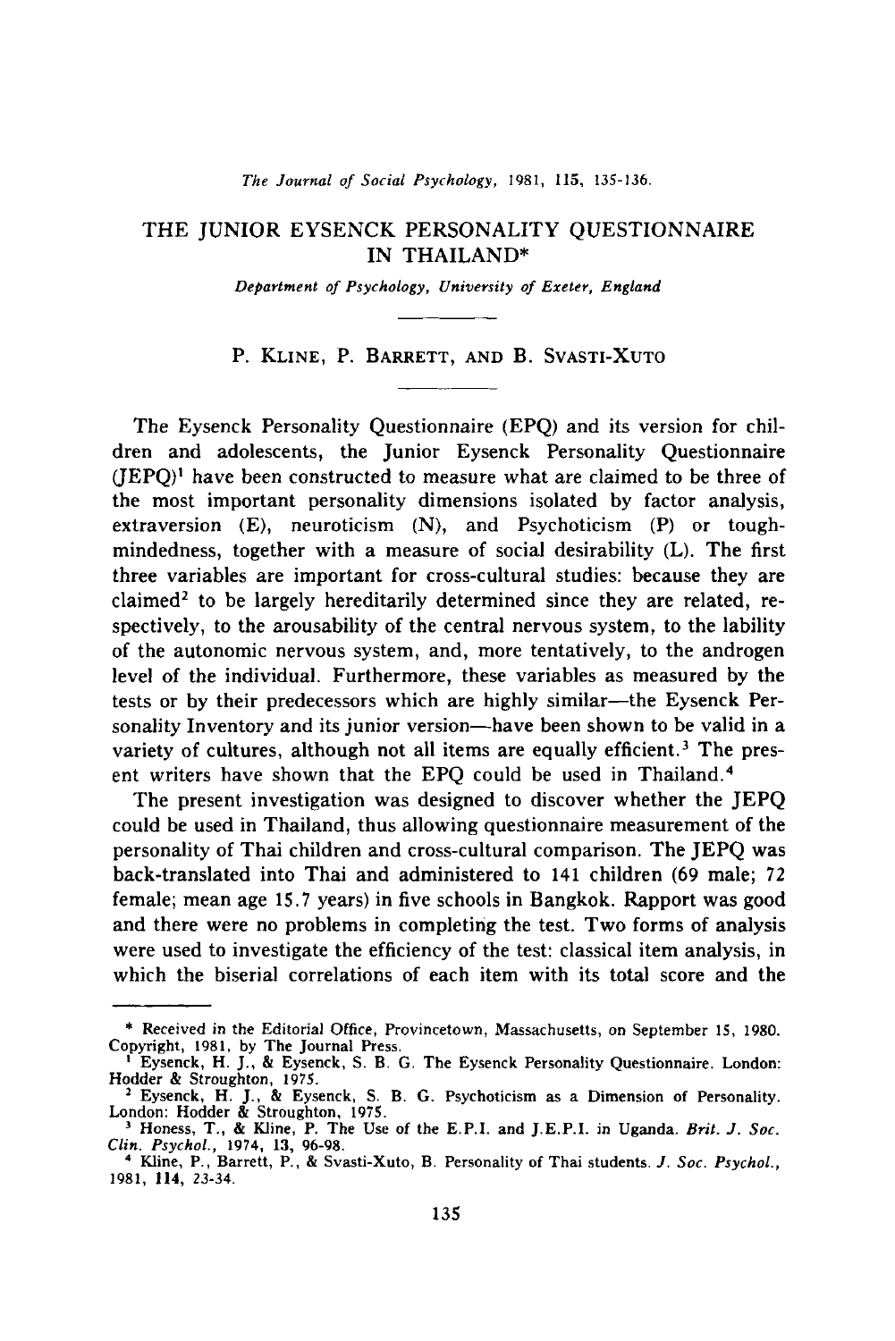# THE JUNIOR EYSENCK PERSONALITY QUESTIONNAIRE IN THAILAND*

*Department of Psychology, University of Exeter, England*

P. KLINE, P. BARRETT, AND B. SVASTI-XUTO

The Eysenck Personality Questionnaire (EPQ) and its version for children and adolescents, the Junior Eysenck Personality Questionnaire (JEPQ)[1] have been constructed to measure what are claimed to be three of the most important personality dimensions isolated by factor analysis, extraversion (E), neuroticism (N), and Psychoticism (P) or tough-mindedness, together with a measure of social desirability (L). The first three variables are important for cross-cultural studies: because they are claimed[2] to be largely hereditarily determined since they are related, respectively, to the arousability of the central nervous system, to the lability of the autonomic nervous system, and, more tentatively, to the androgen level of the individual. Furthermore, these variables as measured by the tests or by their predecessors which are highly similar—the Eysenck Personality Inventory and its junior version—have been shown to be valid in a variety of cultures, although not all items are equally efficient.[3] The present writers have shown that the EPQ could be used in Thailand.[4]

The present investigation was designed to discover whether the JEPQ could be used in Thailand, thus allowing questionnaire measurement of the personality of Thai children and cross-cultural comparison. The JEPQ was back-translated into Thai and administered to 141 children (69 male; 72 female; mean age 15.7 years) in five schools in Bangkok. Rapport was good and there were no problems in completing the test. Two forms of analysis were used to investigate the efficiency of the test: classical item analysis, in which the biserial correlations of each item with its total score and the

---

\* Received in the Editorial Office, Provincetown, Massachusetts, on September 15, 1980. Copyright, 1981, by The Journal Press.

[1] Eysenck, H. J., & Eysenck, S. B. G. The Eysenck Personality Questionnaire. London: Hodder & Stroughton, 1975.

[2] Eysenck, H. J., & Eysenck, S. B. G. Psychoticism as a Dimension of Personality. London: Hodder & Stroughton, 1975.

[3] Honess, T., & Kline, P. The Use of the E.P.I. and J.E.P.I. in Uganda. *Brit. J. Soc. Clin. Psychol.*, 1974, **13**, 96-98.

[4] Kline, P., Barrett, P., & Svasti-Xuto, B. Personality of Thai students. *J. Soc. Psychol.*, 1981, **114**, 23-34.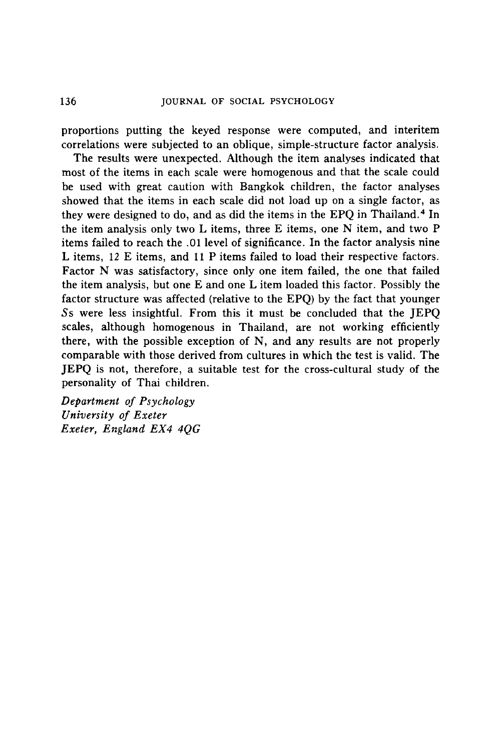proportions putting the keyed response were computed, and interitem correlations were subjected to an oblique, simple-structure factor analysis.

The results were unexpected. Although the item analyses indicated that most of the items in each scale were homogenous and that the scale could be used with great caution with Bangkok children, the factor analyses showed that the items in each scale did not load up on a single factor, as they were designed to do, and as did the items in the EPQ in Thailand.[4] In the item analysis only two L items, three E items, one N item, and two P items failed to reach the .01 level of significance. In the factor analysis nine L items, 12 E items, and 11 P items failed to load their respective factors. Factor N was satisfactory, since only one item failed, the one that failed the item analysis, but one E and one L item loaded this factor. Possibly the factor structure was affected (relative to the EPQ) by the fact that younger *S*s were less insightful. From this it must be concluded that the JEPQ scales, although homogenous in Thailand, are not working efficiently there, with the possible exception of N, and any results are not properly comparable with those derived from cultures in which the test is valid. The JEPQ is not, therefore, a suitable test for the cross-cultural study of the personality of Thai children.

*Department of Psychology*
*University of Exeter*
*Exeter, England EX4 4QG*